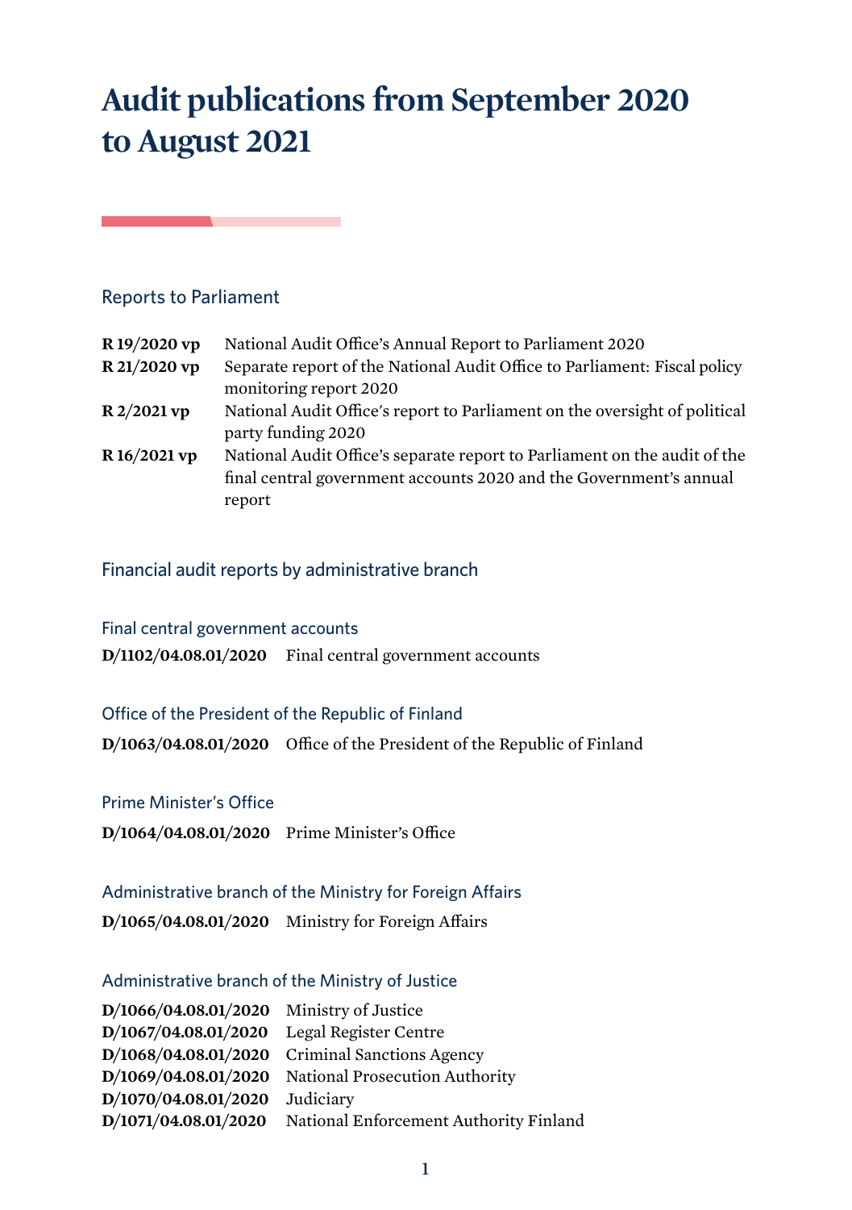# Audit publications from September 2020 to August 2021

## Reports to Parliament

| | |
|---|---|
| **R 19/2020 vp** | National Audit Office's Annual Report to Parliament 2020 |
| **R 21/2020 vp** | Separate report of the National Audit Office to Parliament: Fiscal policy monitoring report 2020 |
| **R 2/2021 vp** | National Audit Office's report to Parliament on the oversight of political party funding 2020 |
| **R 16/2021 vp** | National Audit Office's separate report to Parliament on the audit of the final central government accounts 2020 and the Government's annual report |

## Financial audit reports by administrative branch

### Final central government accounts

**D/1102/04.08.01/2020** Final central government accounts

### Office of the President of the Republic of Finland

**D/1063/04.08.01/2020** Office of the President of the Republic of Finland

### Prime Minister's Office

**D/1064/04.08.01/2020** Prime Minister's Office

### Administrative branch of the Ministry for Foreign Affairs

**D/1065/04.08.01/2020** Ministry for Foreign Affairs

### Administrative branch of the Ministry of Justice

| | |
|---|---|
| **D/1066/04.08.01/2020** | Ministry of Justice |
| **D/1067/04.08.01/2020** | Legal Register Centre |
| **D/1068/04.08.01/2020** | Criminal Sanctions Agency |
| **D/1069/04.08.01/2020** | National Prosecution Authority |
| **D/1070/04.08.01/2020** | Judiciary |
| **D/1071/04.08.01/2020** | National Enforcement Authority Finland |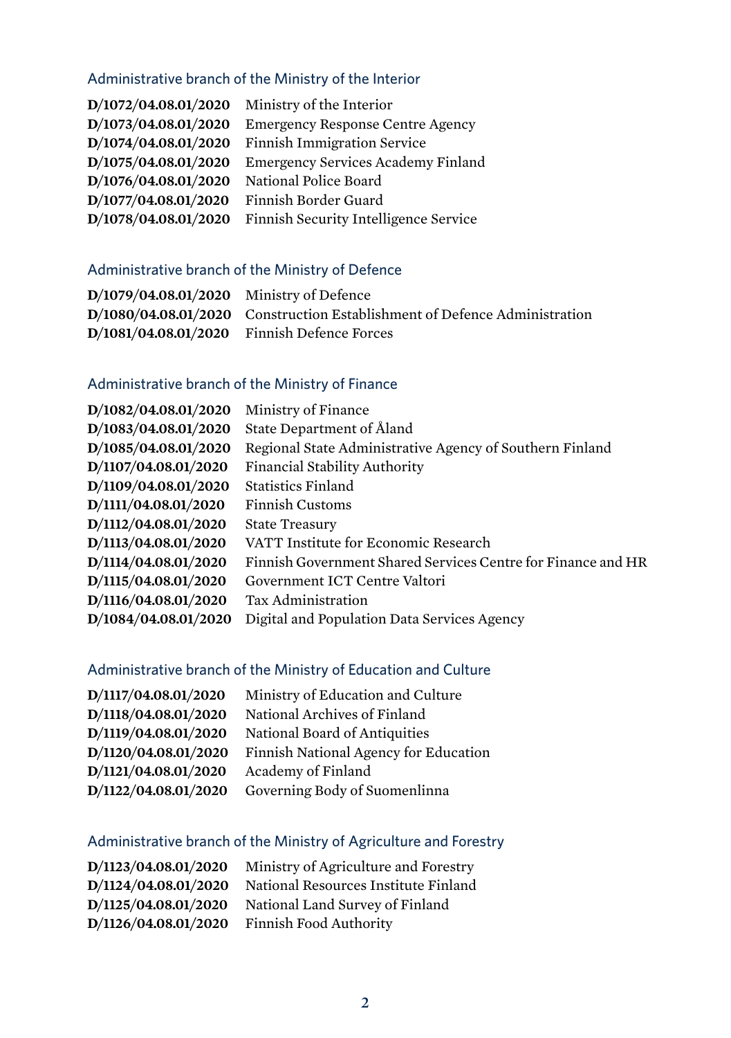### Administrative branch of the Ministry of the Interior

**D/1072/04.08.01/2020** Ministry of the Interior
**D/1073/04.08.01/2020** Emergency Response Centre Agency
**D/1074/04.08.01/2020** Finnish Immigration Service
**D/1075/04.08.01/2020** Emergency Services Academy Finland
**D/1076/04.08.01/2020** National Police Board
**D/1077/04.08.01/2020** Finnish Border Guard
**D/1078/04.08.01/2020** Finnish Security Intelligence Service

### Administrative branch of the Ministry of Defence

**D/1079/04.08.01/2020** Ministry of Defence
**D/1080/04.08.01/2020** Construction Establishment of Defence Administration
**D/1081/04.08.01/2020** Finnish Defence Forces

### Administrative branch of the Ministry of Finance

**D/1082/04.08.01/2020** Ministry of Finance
**D/1083/04.08.01/2020** State Department of Åland
**D/1085/04.08.01/2020** Regional State Administrative Agency of Southern Finland
**D/1107/04.08.01/2020** Financial Stability Authority
**D/1109/04.08.01/2020** Statistics Finland
**D/1111/04.08.01/2020** Finnish Customs
**D/1112/04.08.01/2020** State Treasury
**D/1113/04.08.01/2020** VATT Institute for Economic Research
**D/1114/04.08.01/2020** Finnish Government Shared Services Centre for Finance and HR
**D/1115/04.08.01/2020** Government ICT Centre Valtori
**D/1116/04.08.01/2020** Tax Administration
**D/1084/04.08.01/2020** Digital and Population Data Services Agency

### Administrative branch of the Ministry of Education and Culture

**D/1117/04.08.01/2020** Ministry of Education and Culture
**D/1118/04.08.01/2020** National Archives of Finland
**D/1119/04.08.01/2020** National Board of Antiquities
**D/1120/04.08.01/2020** Finnish National Agency for Education
**D/1121/04.08.01/2020** Academy of Finland
**D/1122/04.08.01/2020** Governing Body of Suomenlinna

### Administrative branch of the Ministry of Agriculture and Forestry

**D/1123/04.08.01/2020** Ministry of Agriculture and Forestry
**D/1124/04.08.01/2020** National Resources Institute Finland
**D/1125/04.08.01/2020** National Land Survey of Finland
**D/1126/04.08.01/2020** Finnish Food Authority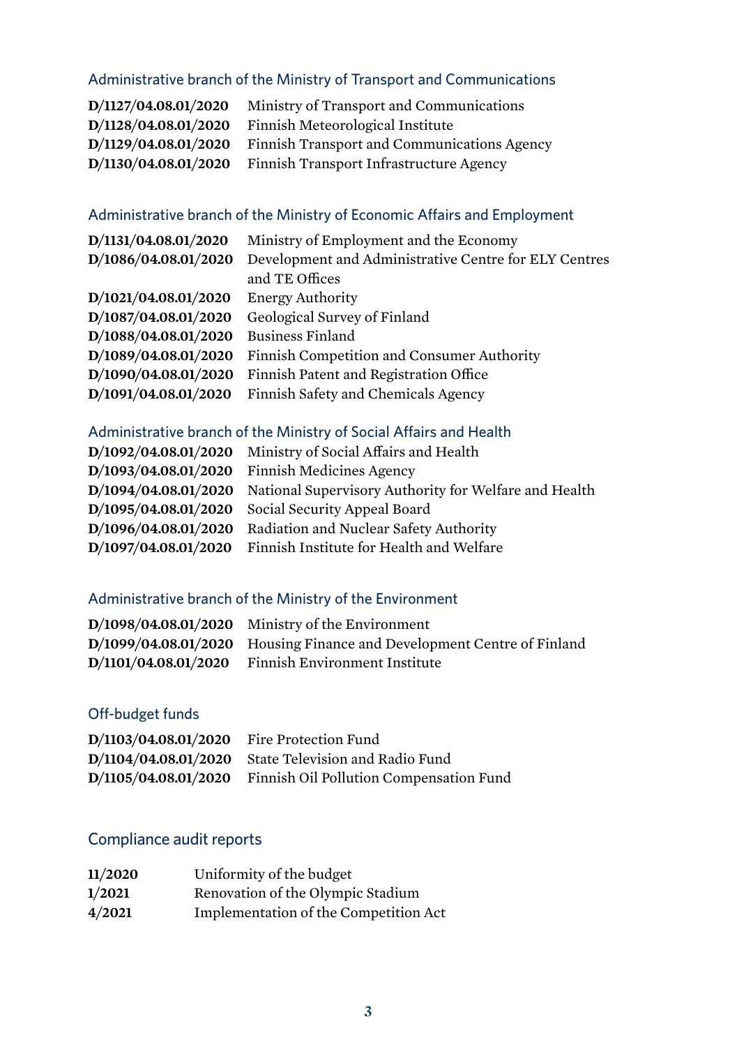## Administrative branch of the Ministry of Transport and Communications

**D/1127/04.08.01/2020** Ministry of Transport and Communications
**D/1128/04.08.01/2020** Finnish Meteorological Institute
**D/1129/04.08.01/2020** Finnish Transport and Communications Agency
**D/1130/04.08.01/2020** Finnish Transport Infrastructure Agency

## Administrative branch of the Ministry of Economic Affairs and Employment

**D/1131/04.08.01/2020** Ministry of Employment and the Economy
**D/1086/04.08.01/2020** Development and Administrative Centre for ELY Centres and TE Offices
**D/1021/04.08.01/2020** Energy Authority
**D/1087/04.08.01/2020** Geological Survey of Finland
**D/1088/04.08.01/2020** Business Finland
**D/1089/04.08.01/2020** Finnish Competition and Consumer Authority
**D/1090/04.08.01/2020** Finnish Patent and Registration Office
**D/1091/04.08.01/2020** Finnish Safety and Chemicals Agency

## Administrative branch of the Ministry of Social Affairs and Health

**D/1092/04.08.01/2020** Ministry of Social Affairs and Health
**D/1093/04.08.01/2020** Finnish Medicines Agency
**D/1094/04.08.01/2020** National Supervisory Authority for Welfare and Health
**D/1095/04.08.01/2020** Social Security Appeal Board
**D/1096/04.08.01/2020** Radiation and Nuclear Safety Authority
**D/1097/04.08.01/2020** Finnish Institute for Health and Welfare

## Administrative branch of the Ministry of the Environment

**D/1098/04.08.01/2020** Ministry of the Environment
**D/1099/04.08.01/2020** Housing Finance and Development Centre of Finland
**D/1101/04.08.01/2020** Finnish Environment Institute

## Off-budget funds

**D/1103/04.08.01/2020** Fire Protection Fund
**D/1104/04.08.01/2020** State Television and Radio Fund
**D/1105/04.08.01/2020** Finnish Oil Pollution Compensation Fund

## Compliance audit reports

**11/2020** Uniformity of the budget
**1/2021** Renovation of the Olympic Stadium
**4/2021** Implementation of the Competition Act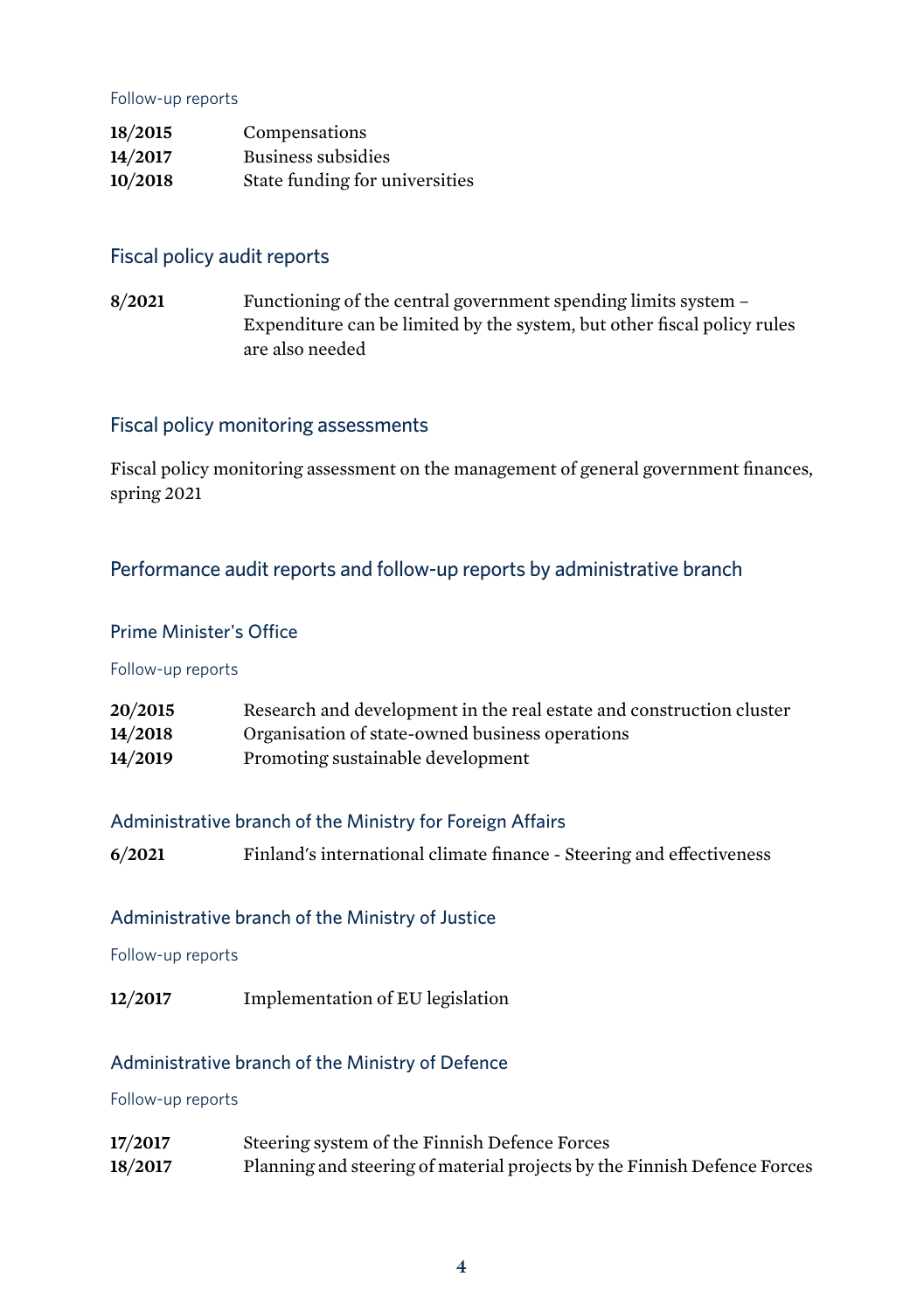Follow-up reports

**18/2015** Compensations
**14/2017** Business subsidies
**10/2018** State funding for universities

## Fiscal policy audit reports

**8/2021** Functioning of the central government spending limits system – Expenditure can be limited by the system, but other fiscal policy rules are also needed

## Fiscal policy monitoring assessments

Fiscal policy monitoring assessment on the management of general government finances, spring 2021

## Performance audit reports and follow-up reports by administrative branch

### Prime Minister's Office

Follow-up reports

**20/2015** Research and development in the real estate and construction cluster
**14/2018** Organisation of state-owned business operations
**14/2019** Promoting sustainable development

### Administrative branch of the Ministry for Foreign Affairs

**6/2021** Finland's international climate finance - Steering and effectiveness

### Administrative branch of the Ministry of Justice

Follow-up reports

**12/2017** Implementation of EU legislation

### Administrative branch of the Ministry of Defence

Follow-up reports

**17/2017** Steering system of the Finnish Defence Forces
**18/2017** Planning and steering of material projects by the Finnish Defence Forces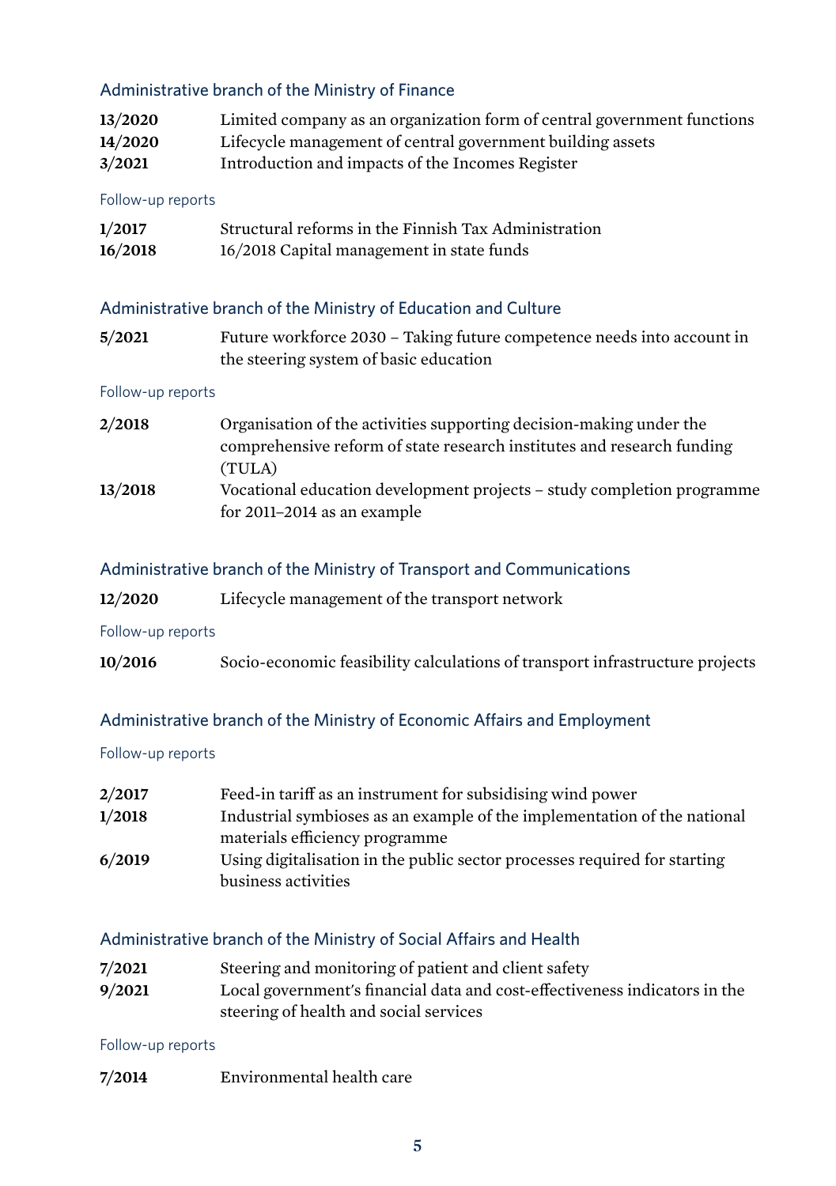## Administrative branch of the Ministry of Finance

**13/2020** Limited company as an organization form of central government functions
**14/2020** Lifecycle management of central government building assets
**3/2021** Introduction and impacts of the Incomes Register

### Follow-up reports

**1/2017** Structural reforms in the Finnish Tax Administration
**16/2018** 16/2018 Capital management in state funds

## Administrative branch of the Ministry of Education and Culture

**5/2021** Future workforce 2030 – Taking future competence needs into account in the steering system of basic education

### Follow-up reports

**2/2018** Organisation of the activities supporting decision-making under the comprehensive reform of state research institutes and research funding (TULA)
**13/2018** Vocational education development projects – study completion programme for 2011–2014 as an example

## Administrative branch of the Ministry of Transport and Communications

**12/2020** Lifecycle management of the transport network

### Follow-up reports

**10/2016** Socio-economic feasibility calculations of transport infrastructure projects

## Administrative branch of the Ministry of Economic Affairs and Employment

### Follow-up reports

**2/2017** Feed-in tariff as an instrument for subsidising wind power
**1/2018** Industrial symbioses as an example of the implementation of the national materials efficiency programme
**6/2019** Using digitalisation in the public sector processes required for starting business activities

## Administrative branch of the Ministry of Social Affairs and Health

**7/2021** Steering and monitoring of patient and client safety
**9/2021** Local government's financial data and cost-effectiveness indicators in the steering of health and social services

### Follow-up reports

**7/2014** Environmental health care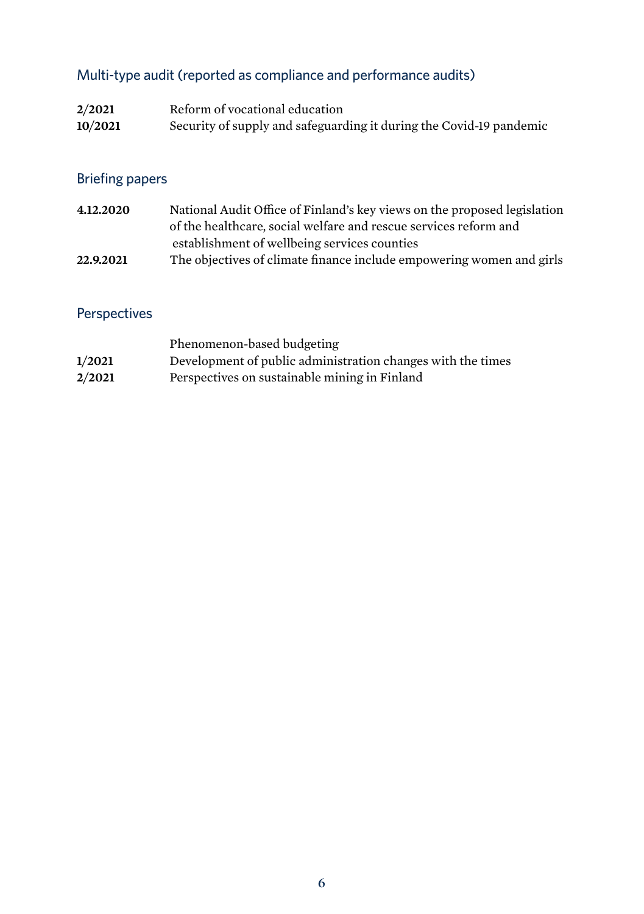## Multi-type audit (reported as compliance and performance audits)

| | |
|---|---|
| **2/2021** | Reform of vocational education |
| **10/2021** | Security of supply and safeguarding it during the Covid-19 pandemic |

## Briefing papers

| | |
|---|---|
| **4.12.2020** | National Audit Office of Finland's key views on the proposed legislation of the healthcare, social welfare and rescue services reform and establishment of wellbeing services counties |
| **22.9.2021** | The objectives of climate finance include empowering women and girls |

## Perspectives

| | |
|---|---|
| | Phenomenon-based budgeting |
| **1/2021** | Development of public administration changes with the times |
| **2/2021** | Perspectives on sustainable mining in Finland |